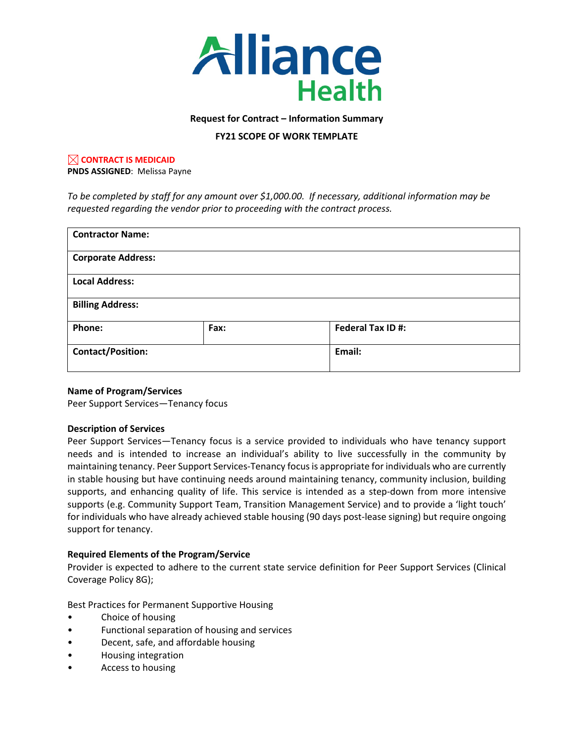# Alliance Health

**Request for Contract – Information Summary**

**FY21 SCOPE OF WORK TEMPLATE**

☒ **CONTRACT IS MEDICAID**

**PNDS ASSIGNED**: Melissa Payne

*To be completed by staff for any amount over $1,000.00. If necessary, additional information may be requested regarding the vendor prior to proceeding with the contract process.*

| **Contractor Name:** | | |
|---|---|---|
| **Corporate Address:** | | |
| **Local Address:** | | |
| **Billing Address:** | | |
| **Phone:** | **Fax:** | **Federal Tax ID #:** |
| **Contact/Position:** | | **Email:** |

**Name of Program/Services**

Peer Support Services—Tenancy focus

**Description of Services**

Peer Support Services—Tenancy focus is a service provided to individuals who have tenancy support needs and is intended to increase an individual's ability to live successfully in the community by maintaining tenancy. Peer Support Services-Tenancy focus is appropriate for individuals who are currently in stable housing but have continuing needs around maintaining tenancy, community inclusion, building supports, and enhancing quality of life. This service is intended as a step-down from more intensive supports (e.g. Community Support Team, Transition Management Service) and to provide a 'light touch' for individuals who have already achieved stable housing (90 days post-lease signing) but require ongoing support for tenancy.

**Required Elements of the Program/Service**

Provider is expected to adhere to the current state service definition for Peer Support Services (Clinical Coverage Policy 8G);

Best Practices for Permanent Supportive Housing

- Choice of housing
- Functional separation of housing and services
- Decent, safe, and affordable housing
- Housing integration
- Access to housing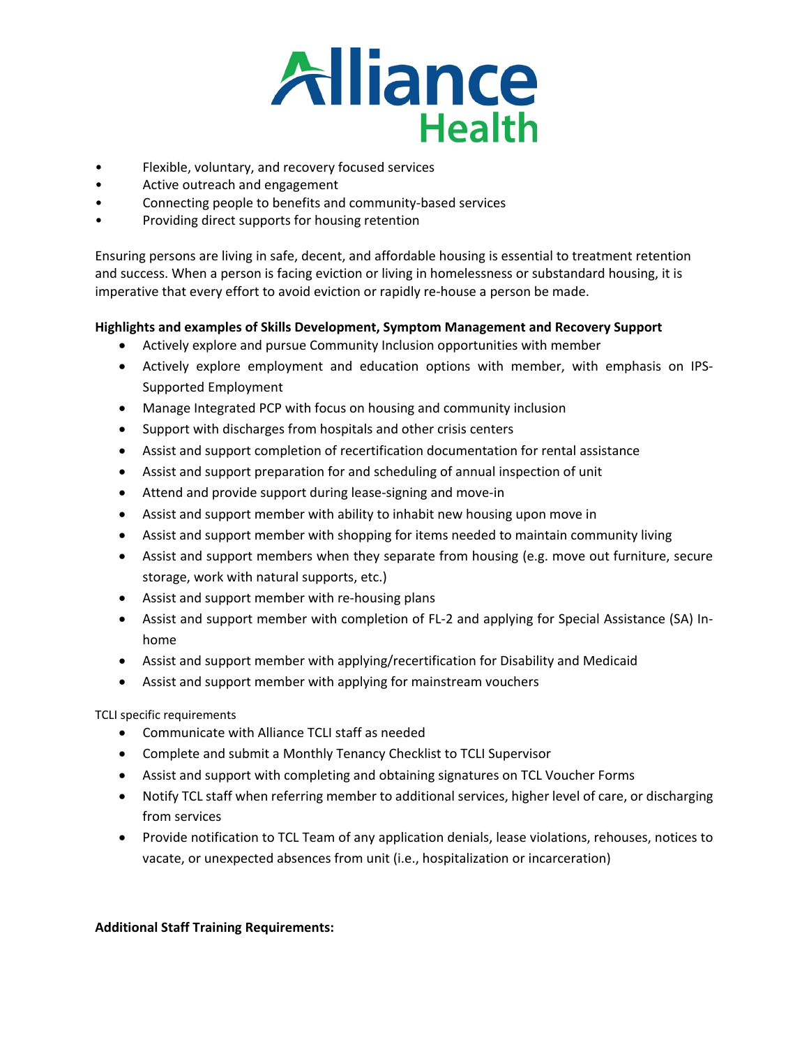- Flexible, voluntary, and recovery focused services
- Active outreach and engagement
- Connecting people to benefits and community-based services
- Providing direct supports for housing retention

Ensuring persons are living in safe, decent, and affordable housing is essential to treatment retention and success. When a person is facing eviction or living in homelessness or substandard housing, it is imperative that every effort to avoid eviction or rapidly re-house a person be made.

**Highlights and examples of Skills Development, Symptom Management and Recovery Support**

- Actively explore and pursue Community Inclusion opportunities with member
- Actively explore employment and education options with member, with emphasis on IPS-Supported Employment
- Manage Integrated PCP with focus on housing and community inclusion
- Support with discharges from hospitals and other crisis centers
- Assist and support completion of recertification documentation for rental assistance
- Assist and support preparation for and scheduling of annual inspection of unit
- Attend and provide support during lease-signing and move-in
- Assist and support member with ability to inhabit new housing upon move in
- Assist and support member with shopping for items needed to maintain community living
- Assist and support members when they separate from housing (e.g. move out furniture, secure storage, work with natural supports, etc.)
- Assist and support member with re-housing plans
- Assist and support member with completion of FL-2 and applying for Special Assistance (SA) In-home
- Assist and support member with applying/recertification for Disability and Medicaid
- Assist and support member with applying for mainstream vouchers

TCLI specific requirements

- Communicate with Alliance TCLI staff as needed
- Complete and submit a Monthly Tenancy Checklist to TCLI Supervisor
- Assist and support with completing and obtaining signatures on TCL Voucher Forms
- Notify TCL staff when referring member to additional services, higher level of care, or discharging from services
- Provide notification to TCL Team of any application denials, lease violations, rehouses, notices to vacate, or unexpected absences from unit (i.e., hospitalization or incarceration)

**Additional Staff Training Requirements:**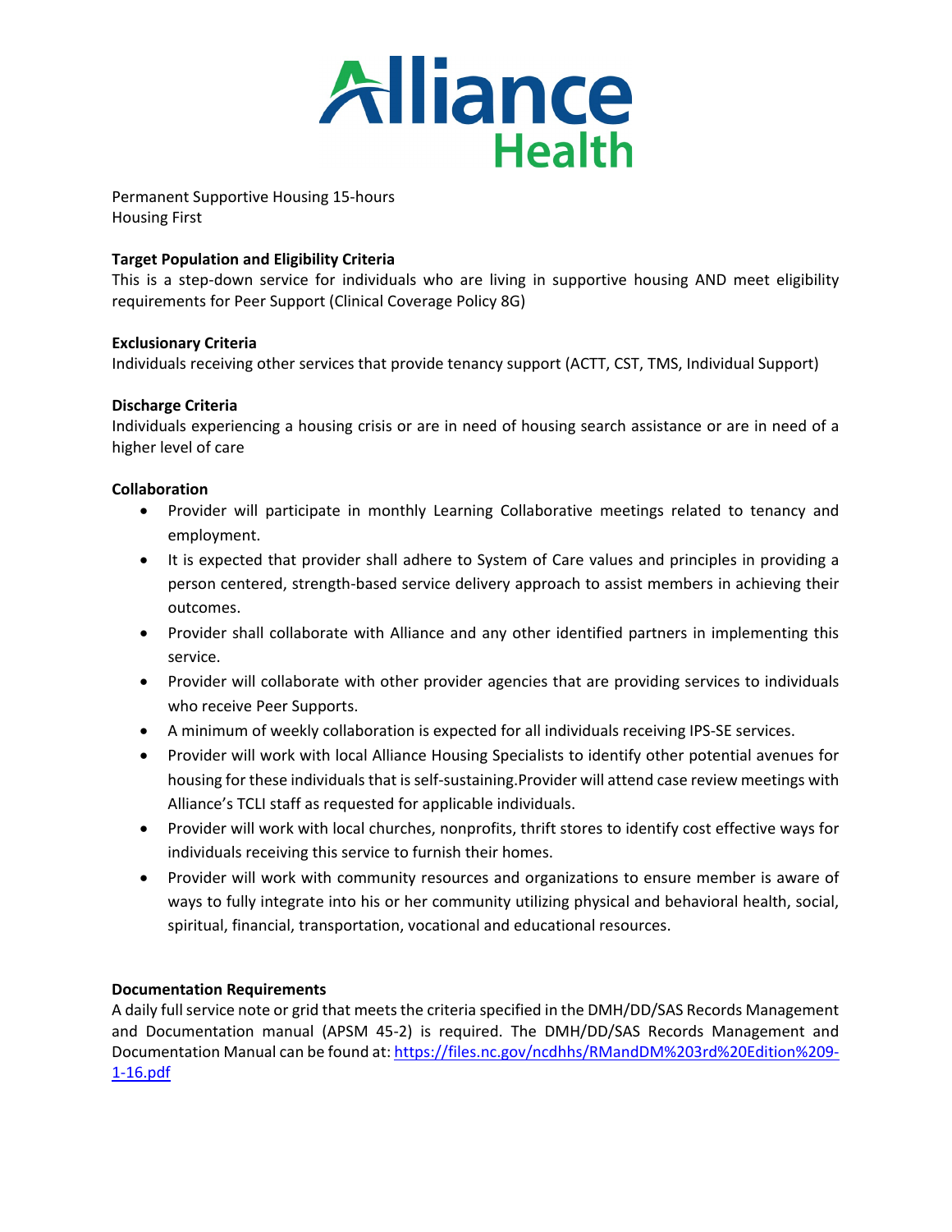Permanent Supportive Housing 15-hours
Housing First

**Target Population and Eligibility Criteria**

This is a step-down service for individuals who are living in supportive housing AND meet eligibility requirements for Peer Support (Clinical Coverage Policy 8G)

**Exclusionary Criteria**

Individuals receiving other services that provide tenancy support (ACTT, CST, TMS, Individual Support)

**Discharge Criteria**

Individuals experiencing a housing crisis or are in need of housing search assistance or are in need of a higher level of care

**Collaboration**

- Provider will participate in monthly Learning Collaborative meetings related to tenancy and employment.
- It is expected that provider shall adhere to System of Care values and principles in providing a person centered, strength-based service delivery approach to assist members in achieving their outcomes.
- Provider shall collaborate with Alliance and any other identified partners in implementing this service.
- Provider will collaborate with other provider agencies that are providing services to individuals who receive Peer Supports.
- A minimum of weekly collaboration is expected for all individuals receiving IPS-SE services.
- Provider will work with local Alliance Housing Specialists to identify other potential avenues for housing for these individuals that is self-sustaining.Provider will attend case review meetings with Alliance's TCLI staff as requested for applicable individuals.
- Provider will work with local churches, nonprofits, thrift stores to identify cost effective ways for individuals receiving this service to furnish their homes.
- Provider will work with community resources and organizations to ensure member is aware of ways to fully integrate into his or her community utilizing physical and behavioral health, social, spiritual, financial, transportation, vocational and educational resources.

**Documentation Requirements**

A daily full service note or grid that meets the criteria specified in the DMH/DD/SAS Records Management and Documentation manual (APSM 45-2) is required. The DMH/DD/SAS Records Management and Documentation Manual can be found at: https://files.nc.gov/ncdhhs/RMandDM%203rd%20Edition%209-1-16.pdf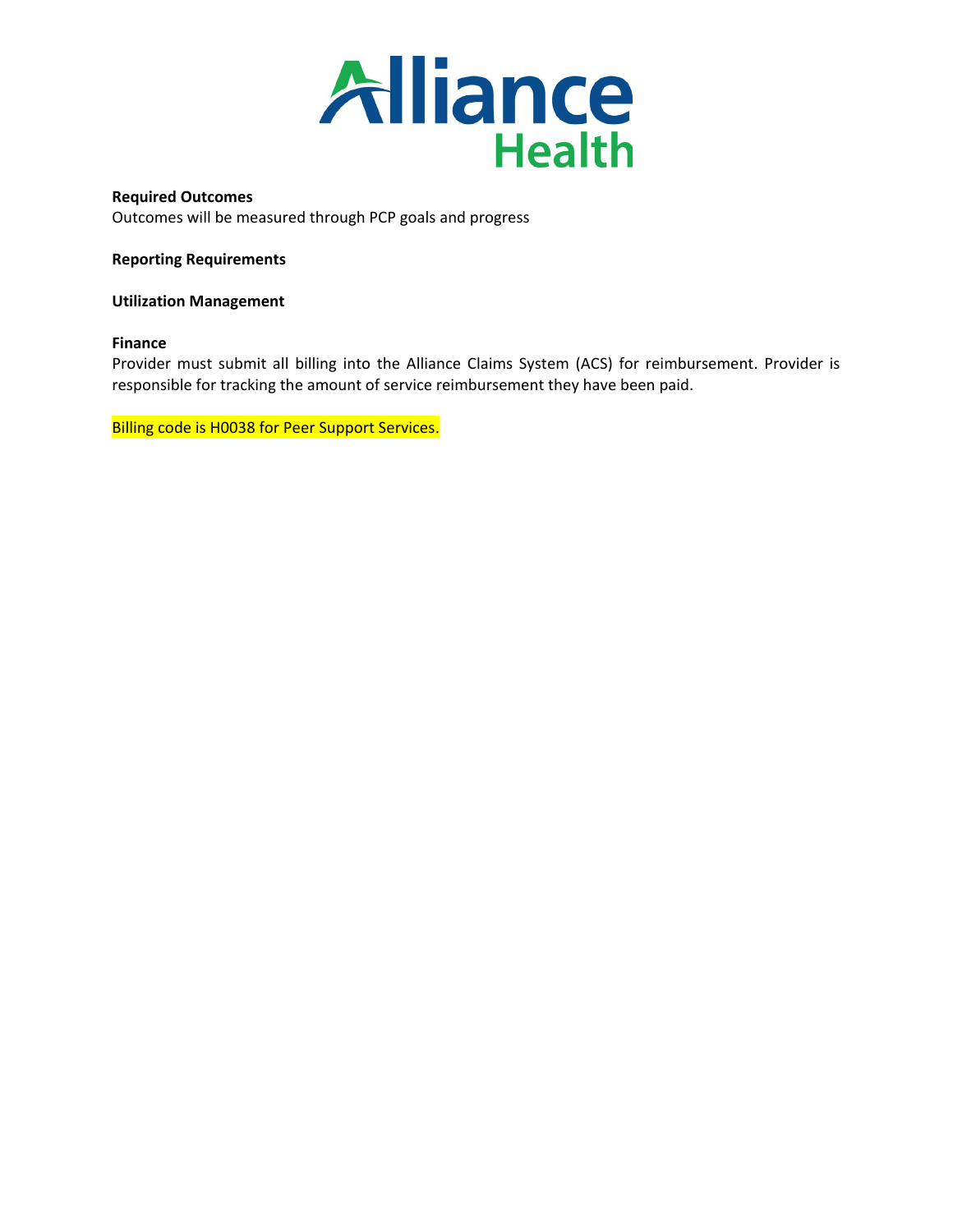**Required Outcomes**
Outcomes will be measured through PCP goals and progress

**Reporting Requirements**

**Utilization Management**

**Finance**
Provider must submit all billing into the Alliance Claims System (ACS) for reimbursement. Provider is responsible for tracking the amount of service reimbursement they have been paid.

Billing code is H0038 for Peer Support Services.